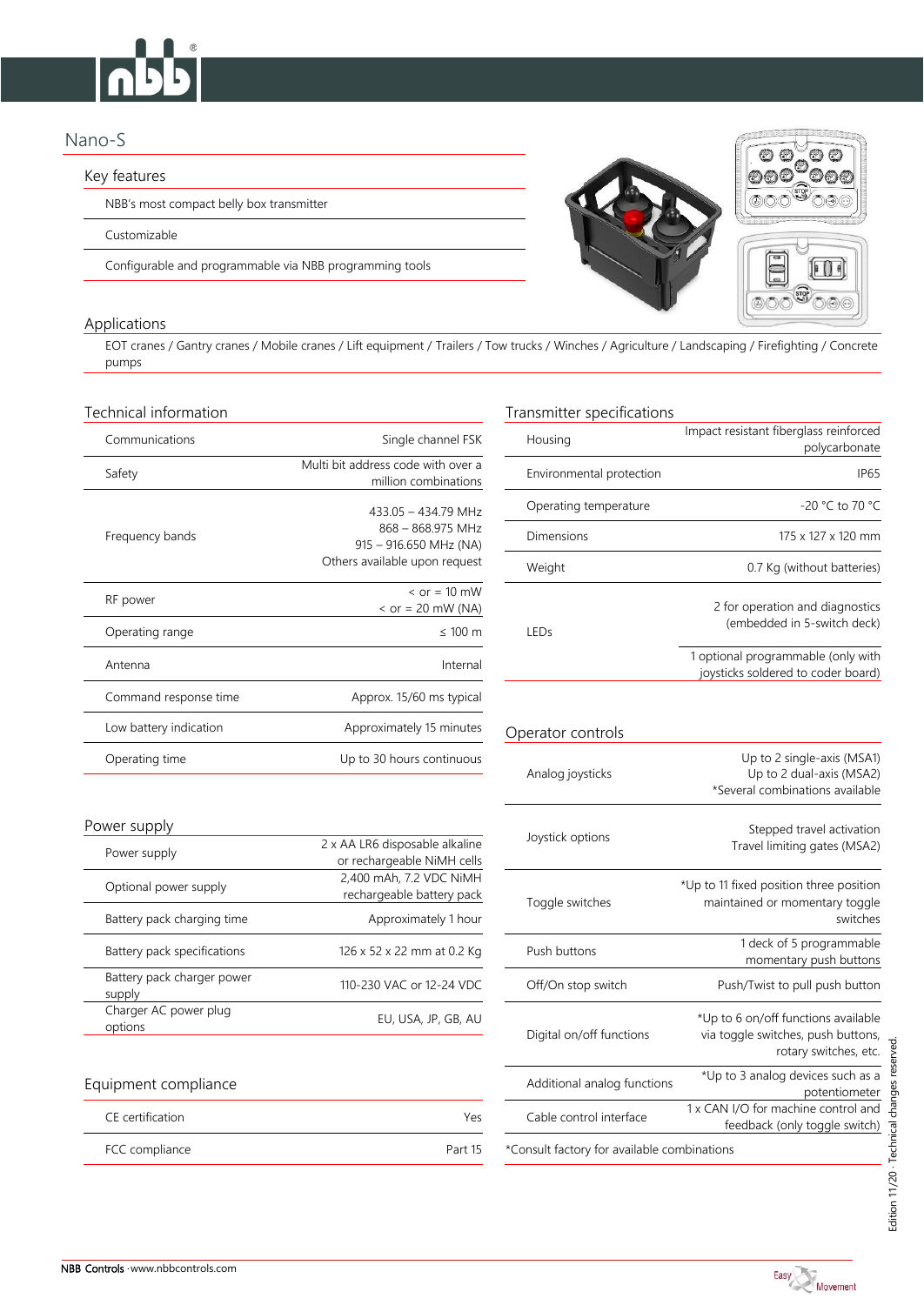# Nano-S

## Key features

- NBB's most compact belly box transmitter
- Customizable
- Configurable and programmable via NBB programming tools

## Applications

EOT cranes / Gantry cranes / Mobile cranes / Lift equipment / Trailers / Tow trucks / Winches / Agriculture / Landscaping / Firefighting / Concrete pumps

## Technical information

| | |
|---|---|
| Communications | Single channel FSK |
| Safety | Multi bit address code with over a million combinations |
| Frequency bands | 433.05 – 434.79 MHz<br>868 – 868.975 MHz<br>915 – 916.650 MHz (NA)<br>Others available upon request |
| RF power | < or = 10 mW<br>< or = 20 mW (NA) |
| Operating range | ≤ 100 m |
| Antenna | Internal |
| Command response time | Approx. 15/60 ms typical |
| Low battery indication | Approximately 15 minutes |
| Operating time | Up to 30 hours continuous |

## Power supply

| | |
|---|---|
| Power supply | 2 x AA LR6 disposable alkaline or rechargeable NiMH cells |
| Optional power supply | 2,400 mAh, 7.2 VDC NiMH rechargeable battery pack |
| Battery pack charging time | Approximately 1 hour |
| Battery pack specifications | 126 x 52 x 22 mm at 0.2 Kg |
| Battery pack charger power supply | 110-230 VAC or 12-24 VDC |
| Charger AC power plug options | EU, USA, JP, GB, AU |

## Equipment compliance

| | |
|---|---|
| CE certification | Yes |
| FCC compliance | Part 15 |

## Transmitter specifications

| | |
|---|---|
| Housing | Impact resistant fiberglass reinforced polycarbonate |
| Environmental protection | IP65 |
| Operating temperature | -20 °C to 70 °C |
| Dimensions | 175 x 127 x 120 mm |
| Weight | 0.7 Kg (without batteries) |
| LEDs | 2 for operation and diagnostics (embedded in 5-switch deck)<br>1 optional programmable (only with joysticks soldered to coder board) |

## Operator controls

| | |
|---|---|
| Analog joysticks | Up to 2 single-axis (MSA1)<br>Up to 2 dual-axis (MSA2)<br>*Several combinations available |
| Joystick options | Stepped travel activation<br>Travel limiting gates (MSA2) |
| Toggle switches | *Up to 11 fixed position three position maintained or momentary toggle switches |
| Push buttons | 1 deck of 5 programmable momentary push buttons |
| Off/On stop switch | Push/Twist to pull push button |
| Digital on/off functions | *Up to 6 on/off functions available via toggle switches, push buttons, rotary switches, etc. |
| Additional analog functions | *Up to 3 analog devices such as a potentiometer |
| Cable control interface | 1 x CAN I/O for machine control and feedback (only toggle switch) |

*Consult factory for available combinations

Edition 11/20 · Technical changes reserved.

NBB Controls · www.nbbcontrols.com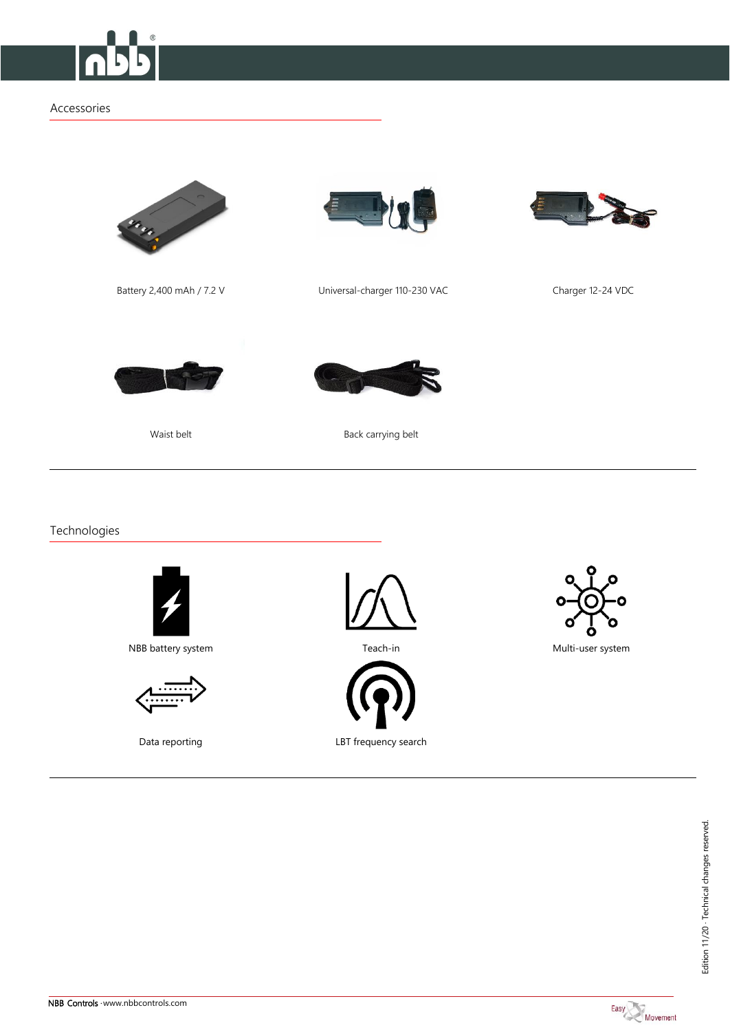## Accessories

Battery 2,400 mAh / 7.2 V

Universal-charger 110-230 VAC

Charger 12-24 VDC

Waist belt

Back carrying belt

## Technologies

NBB battery system

Teach-in

Multi-user system

Data reporting

LBT frequency search

Edition 11/20 · Technical changes reserved.

NBB Controls · www.nbbcontrols.com